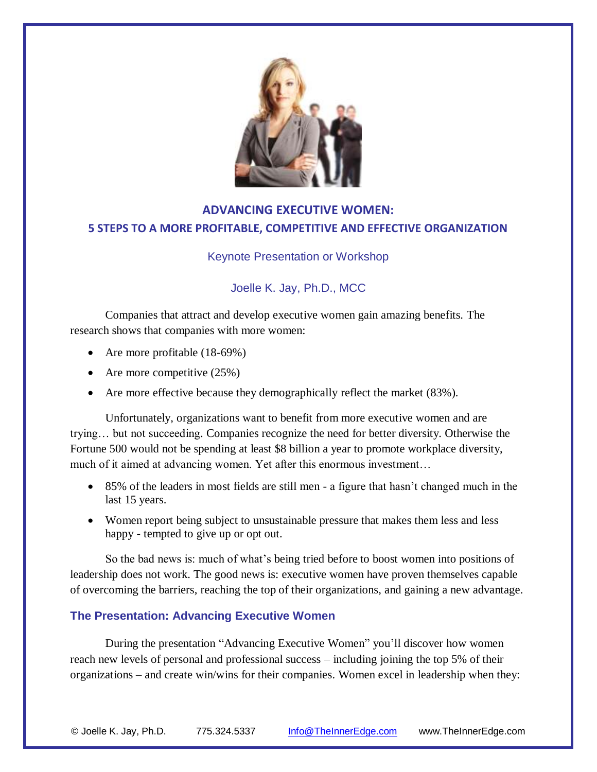# ADVANCING EXECUTIVE WOMEN:
## 5 STEPS TO A MORE PROFITABLE, COMPETITIVE AND EFFECTIVE ORGANIZATION

Keynote Presentation or Workshop

Joelle K. Jay, Ph.D., MCC

Companies that attract and develop executive women gain amazing benefits. The research shows that companies with more women:

- Are more profitable (18-69%)
- Are more competitive (25%)
- Are more effective because they demographically reflect the market (83%).

Unfortunately, organizations want to benefit from more executive women and are trying… but not succeeding. Companies recognize the need for better diversity. Otherwise the Fortune 500 would not be spending at least $8 billion a year to promote workplace diversity, much of it aimed at advancing women. Yet after this enormous investment…

- 85% of the leaders in most fields are still men - a figure that hasn't changed much in the last 15 years.
- Women report being subject to unsustainable pressure that makes them less and less happy - tempted to give up or opt out.

So the bad news is: much of what's being tried before to boost women into positions of leadership does not work. The good news is: executive women have proven themselves capable of overcoming the barriers, reaching the top of their organizations, and gaining a new advantage.

### The Presentation: Advancing Executive Women

During the presentation "Advancing Executive Women" you'll discover how women reach new levels of personal and professional success – including joining the top 5% of their organizations – and create win/wins for their companies. Women excel in leadership when they: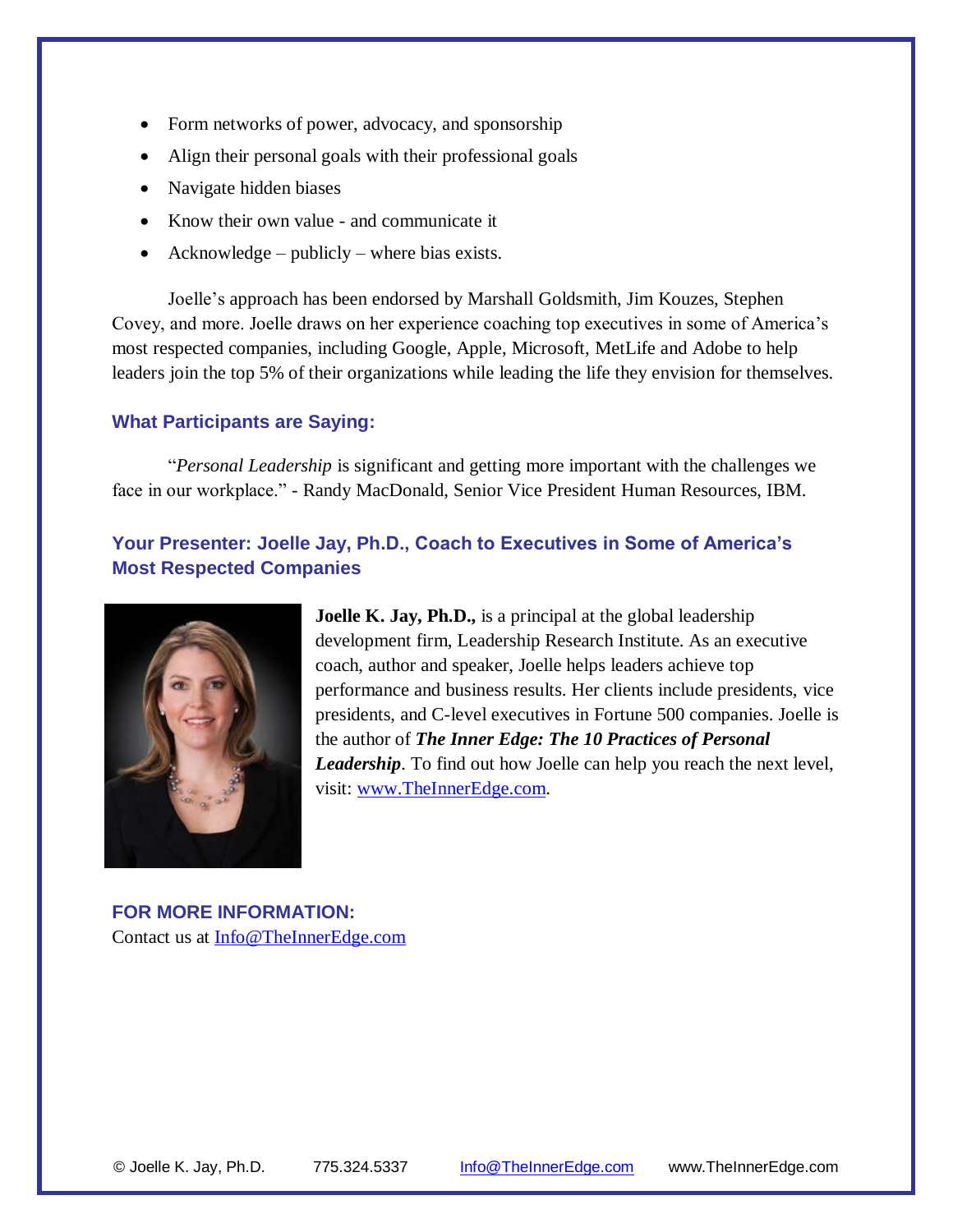- Form networks of power, advocacy, and sponsorship
- Align their personal goals with their professional goals
- Navigate hidden biases
- Know their own value - and communicate it
- Acknowledge – publicly – where bias exists.

Joelle's approach has been endorsed by Marshall Goldsmith, Jim Kouzes, Stephen Covey, and more. Joelle draws on her experience coaching top executives in some of America's most respected companies, including Google, Apple, Microsoft, MetLife and Adobe to help leaders join the top 5% of their organizations while leading the life they envision for themselves.

### What Participants are Saying:

"*Personal Leadership* is significant and getting more important with the challenges we face in our workplace." - Randy MacDonald, Senior Vice President Human Resources, IBM.

### Your Presenter: Joelle Jay, Ph.D., Coach to Executives in Some of America's Most Respected Companies

**Joelle K. Jay, Ph.D.,** is a principal at the global leadership development firm, Leadership Research Institute. As an executive coach, author and speaker, Joelle helps leaders achieve top performance and business results. Her clients include presidents, vice presidents, and C-level executives in Fortune 500 companies. Joelle is the author of ***The Inner Edge: The 10 Practices of Personal Leadership***. To find out how Joelle can help you reach the next level, visit: www.TheInnerEdge.com.

### FOR MORE INFORMATION:

Contact us at Info@TheInnerEdge.com